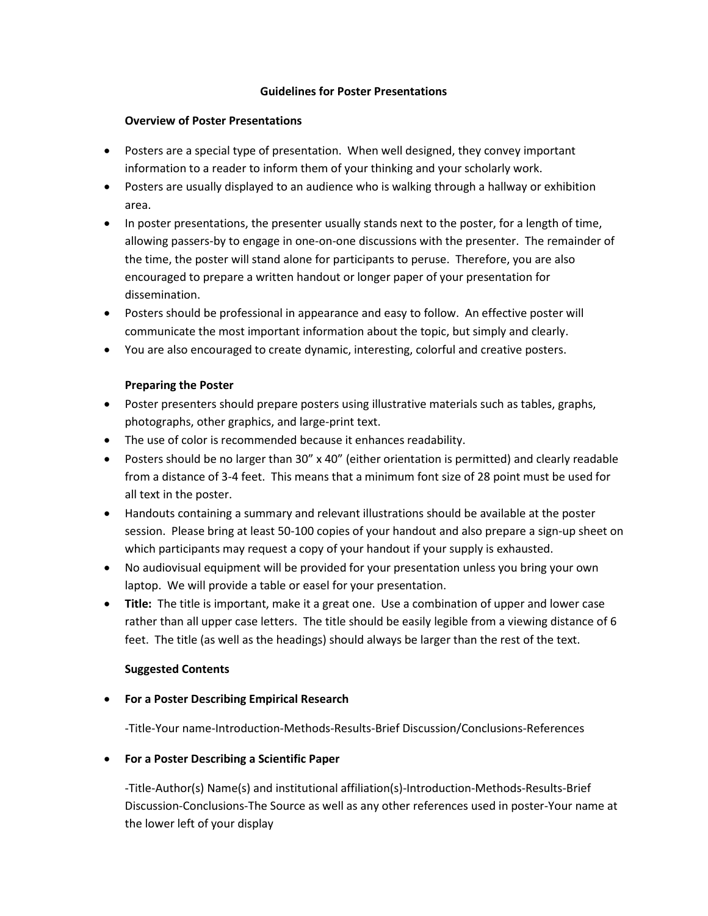# Guidelines for Poster Presentations

## Overview of Poster Presentations

- Posters are a special type of presentation. When well designed, they convey important information to a reader to inform them of your thinking and your scholarly work.
- Posters are usually displayed to an audience who is walking through a hallway or exhibition area.
- In poster presentations, the presenter usually stands next to the poster, for a length of time, allowing passers-by to engage in one-on-one discussions with the presenter. The remainder of the time, the poster will stand alone for participants to peruse. Therefore, you are also encouraged to prepare a written handout or longer paper of your presentation for dissemination.
- Posters should be professional in appearance and easy to follow. An effective poster will communicate the most important information about the topic, but simply and clearly.
- You are also encouraged to create dynamic, interesting, colorful and creative posters.

## Preparing the Poster

- Poster presenters should prepare posters using illustrative materials such as tables, graphs, photographs, other graphics, and large-print text.
- The use of color is recommended because it enhances readability.
- Posters should be no larger than 30" x 40" (either orientation is permitted) and clearly readable from a distance of 3-4 feet. This means that a minimum font size of 28 point must be used for all text in the poster.
- Handouts containing a summary and relevant illustrations should be available at the poster session. Please bring at least 50-100 copies of your handout and also prepare a sign-up sheet on which participants may request a copy of your handout if your supply is exhausted.
- No audiovisual equipment will be provided for your presentation unless you bring your own laptop. We will provide a table or easel for your presentation.
- **Title:** The title is important, make it a great one. Use a combination of upper and lower case rather than all upper case letters. The title should be easily legible from a viewing distance of 6 feet. The title (as well as the headings) should always be larger than the rest of the text.

## Suggested Contents

- **For a Poster Describing Empirical Research**

  -Title-Your name-Introduction-Methods-Results-Brief Discussion/Conclusions-References

- **For a Poster Describing a Scientific Paper**

  -Title-Author(s) Name(s) and institutional affiliation(s)-Introduction-Methods-Results-Brief Discussion-Conclusions-The Source as well as any other references used in poster-Your name at the lower left of your display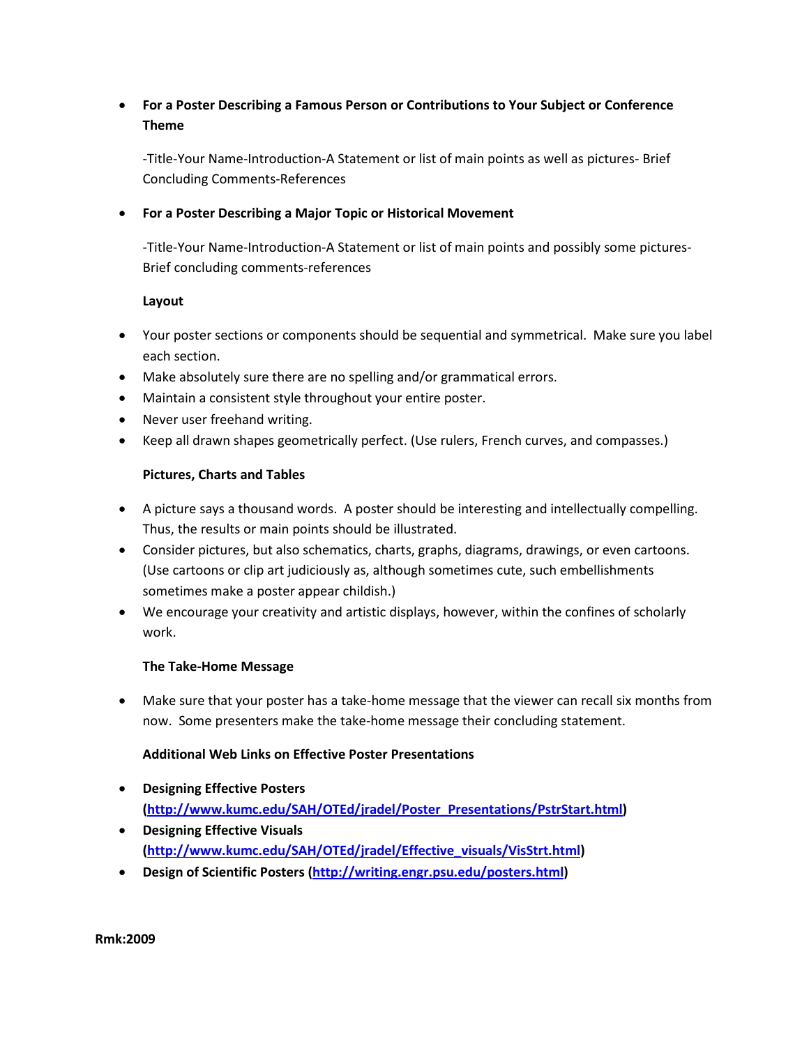- **For a Poster Describing a Famous Person or Contributions to Your Subject or Conference Theme**

  -Title-Your Name-Introduction-A Statement or list of main points as well as pictures- Brief Concluding Comments-References

- **For a Poster Describing a Major Topic or Historical Movement**

  -Title-Your Name-Introduction-A Statement or list of main points and possibly some pictures- Brief concluding comments-references

**Layout**

- Your poster sections or components should be sequential and symmetrical. Make sure you label each section.
- Make absolutely sure there are no spelling and/or grammatical errors.
- Maintain a consistent style throughout your entire poster.
- Never user freehand writing.
- Keep all drawn shapes geometrically perfect. (Use rulers, French curves, and compasses.)

**Pictures, Charts and Tables**

- A picture says a thousand words. A poster should be interesting and intellectually compelling. Thus, the results or main points should be illustrated.
- Consider pictures, but also schematics, charts, graphs, diagrams, drawings, or even cartoons. (Use cartoons or clip art judiciously as, although sometimes cute, such embellishments sometimes make a poster appear childish.)
- We encourage your creativity and artistic displays, however, within the confines of scholarly work.

**The Take-Home Message**

- Make sure that your poster has a take-home message that the viewer can recall six months from now. Some presenters make the take-home message their concluding statement.

**Additional Web Links on Effective Poster Presentations**

- **Designing Effective Posters (http://www.kumc.edu/SAH/OTEd/jradel/Poster_Presentations/PstrStart.html)**
- **Designing Effective Visuals (http://www.kumc.edu/SAH/OTEd/jradel/Effective_visuals/VisStrt.html)**
- **Design of Scientific Posters (http://writing.engr.psu.edu/posters.html)**

**Rmk:2009**